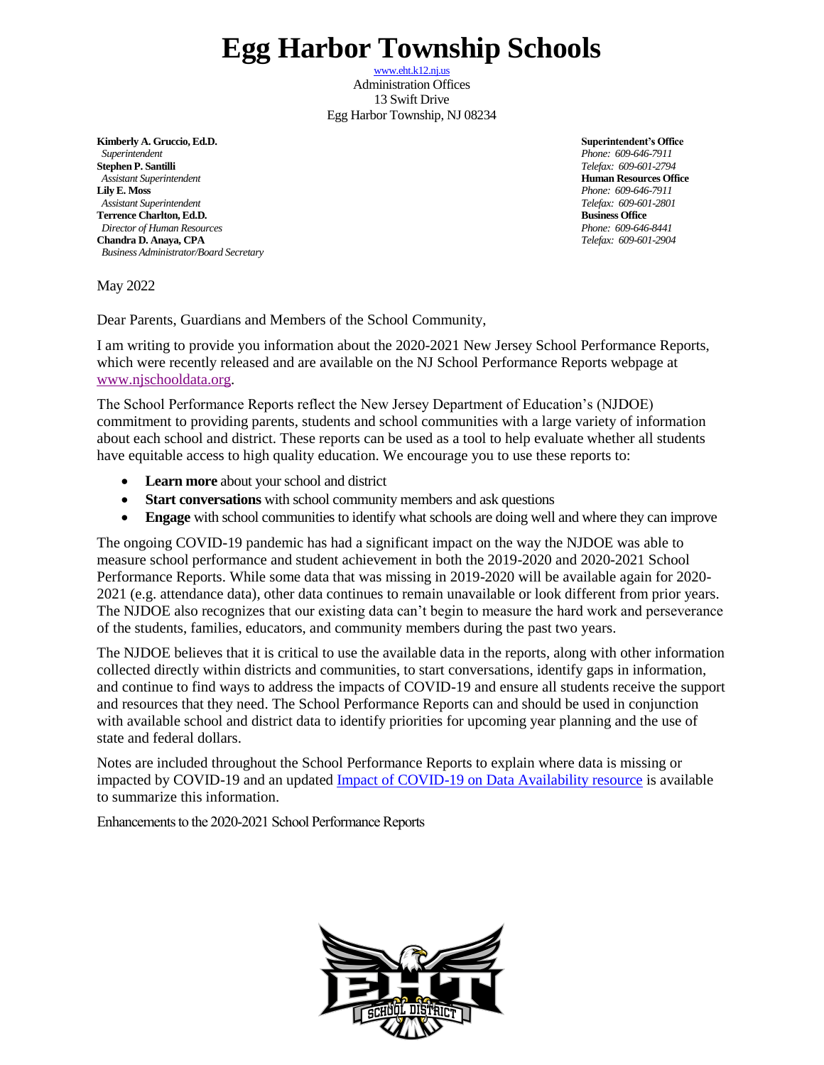# Egg Harbor Township Schools

www.eht.k12.nj.us
Administration Offices
13 Swift Drive
Egg Harbor Township, NJ 08234

**Kimberly A. Gruccio, Ed.D.**
*Superintendent*
**Stephen P. Santilli**
*Assistant Superintendent*
**Lily E. Moss**
*Assistant Superintendent*
**Terrence Charlton, Ed.D.**
*Director of Human Resources*
**Chandra D. Anaya, CPA**
*Business Administrator/Board Secretary*

**Superintendent's Office**
*Phone: 609-646-7911*
*Telefax: 609-601-2794*
**Human Resources Office**
*Phone: 609-646-7911*
*Telefax: 609-601-2801*
**Business Office**
*Phone: 609-646-8441*
*Telefax: 609-601-2904*

May 2022

Dear Parents, Guardians and Members of the School Community,

I am writing to provide you information about the 2020-2021 New Jersey School Performance Reports, which were recently released and are available on the NJ School Performance Reports webpage at www.njschooldata.org.

The School Performance Reports reflect the New Jersey Department of Education's (NJDOE) commitment to providing parents, students and school communities with a large variety of information about each school and district. These reports can be used as a tool to help evaluate whether all students have equitable access to high quality education. We encourage you to use these reports to:

- **Learn more** about your school and district
- **Start conversations** with school community members and ask questions
- **Engage** with school communities to identify what schools are doing well and where they can improve

The ongoing COVID-19 pandemic has had a significant impact on the way the NJDOE was able to measure school performance and student achievement in both the 2019-2020 and 2020-2021 School Performance Reports. While some data that was missing in 2019-2020 will be available again for 2020-2021 (e.g. attendance data), other data continues to remain unavailable or look different from prior years. The NJDOE also recognizes that our existing data can't begin to measure the hard work and perseverance of the students, families, educators, and community members during the past two years.

The NJDOE believes that it is critical to use the available data in the reports, along with other information collected directly within districts and communities, to start conversations, identify gaps in information, and continue to find ways to address the impacts of COVID-19 and ensure all students receive the support and resources that they need. The School Performance Reports can and should be used in conjunction with available school and district data to identify priorities for upcoming year planning and the use of state and federal dollars.

Notes are included throughout the School Performance Reports to explain where data is missing or impacted by COVID-19 and an updated Impact of COVID-19 on Data Availability resource is available to summarize this information.

Enhancements to the 2020-2021 School Performance Reports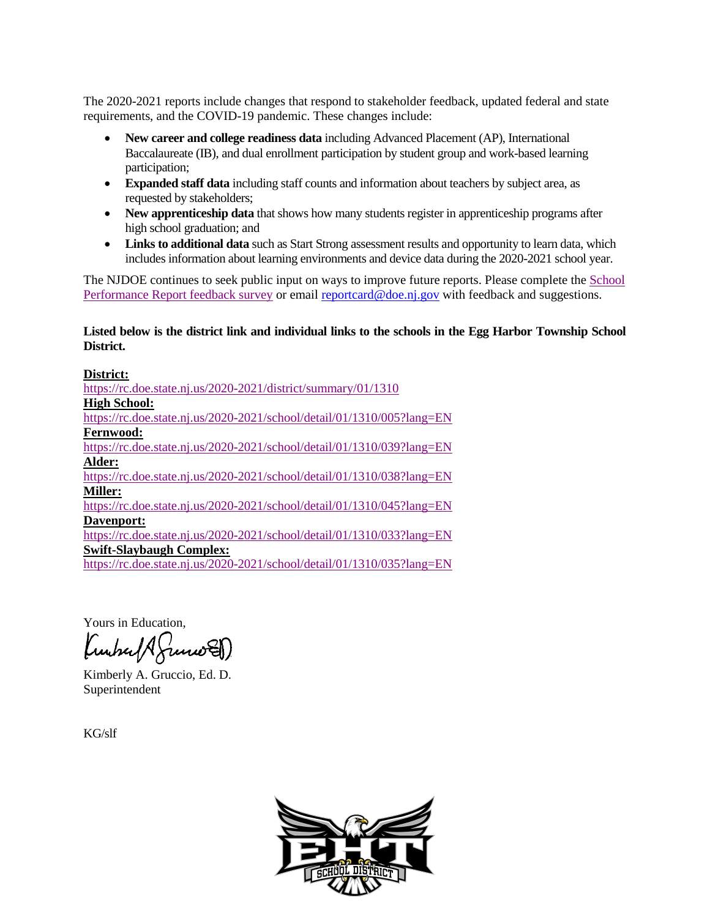The 2020-2021 reports include changes that respond to stakeholder feedback, updated federal and state requirements, and the COVID-19 pandemic. These changes include:

- **New career and college readiness data** including Advanced Placement (AP), International Baccalaureate (IB), and dual enrollment participation by student group and work-based learning participation;
- **Expanded staff data** including staff counts and information about teachers by subject area, as requested by stakeholders;
- **New apprenticeship data** that shows how many students register in apprenticeship programs after high school graduation; and
- **Links to additional data** such as Start Strong assessment results and opportunity to learn data, which includes information about learning environments and device data during the 2020-2021 school year.

The NJDOE continues to seek public input on ways to improve future reports. Please complete the School Performance Report feedback survey or email reportcard@doe.nj.gov with feedback and suggestions.

**Listed below is the district link and individual links to the schools in the Egg Harbor Township School District.**

**District:**
https://rc.doe.state.nj.us/2020-2021/district/summary/01/1310
**High School:**
https://rc.doe.state.nj.us/2020-2021/school/detail/01/1310/005?lang=EN
**Fernwood:**
https://rc.doe.state.nj.us/2020-2021/school/detail/01/1310/039?lang=EN
**Alder:**
https://rc.doe.state.nj.us/2020-2021/school/detail/01/1310/038?lang=EN
**Miller:**
https://rc.doe.state.nj.us/2020-2021/school/detail/01/1310/045?lang=EN
**Davenport:**
https://rc.doe.state.nj.us/2020-2021/school/detail/01/1310/033?lang=EN
**Swift-Slaybaugh Complex:**
https://rc.doe.state.nj.us/2020-2021/school/detail/01/1310/035?lang=EN

Yours in Education,

Kimberly A. Gruccio, Ed. D.
Superintendent

KG/slf